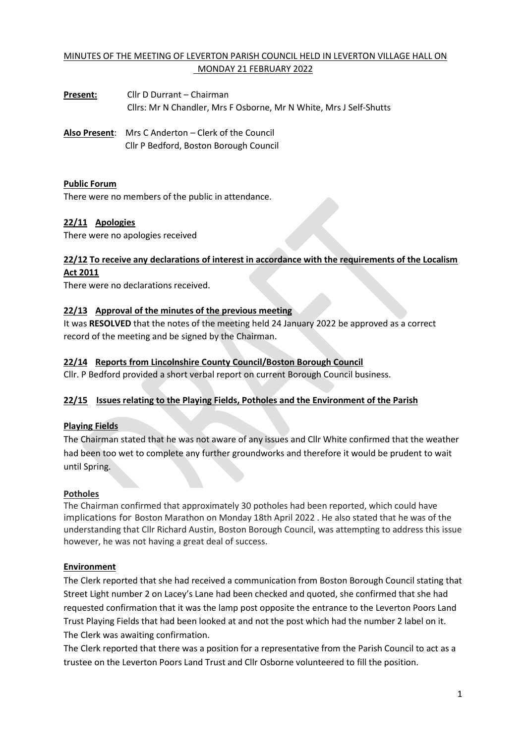# MINUTES OF THE MEETING OF LEVERTON PARISH COUNCIL HELD IN LEVERTON VILLAGE HALL ON MONDAY 21 FEBRUARY 2022

**Present:** Cllr D Durrant – Chairman
Cllrs: Mr N Chandler, Mrs F Osborne, Mr N White, Mrs J Self-Shutts

**Also Present**: Mrs C Anderton – Clerk of the Council
Cllr P Bedford, Boston Borough Council

## Public Forum

There were no members of the public in attendance.

## 22/11 Apologies

There were no apologies received

## 22/12 To receive any declarations of interest in accordance with the requirements of the Localism Act 2011

There were no declarations received.

## 22/13 Approval of the minutes of the previous meeting

It was **RESOLVED** that the notes of the meeting held 24 January 2022 be approved as a correct record of the meeting and be signed by the Chairman.

## 22/14 Reports from Lincolnshire County Council/Boston Borough Council

Cllr. P Bedford provided a short verbal report on current Borough Council business.

## 22/15 Issues relating to the Playing Fields, Potholes and the Environment of the Parish

### Playing Fields

The Chairman stated that he was not aware of any issues and Cllr White confirmed that the weather had been too wet to complete any further groundworks and therefore it would be prudent to wait until Spring.

### Potholes

The Chairman confirmed that approximately 30 potholes had been reported, which could have implications for Boston Marathon on Monday 18th April 2022 . He also stated that he was of the understanding that Cllr Richard Austin, Boston Borough Council, was attempting to address this issue however, he was not having a great deal of success.

### Environment

The Clerk reported that she had received a communication from Boston Borough Council stating that Street Light number 2 on Lacey's Lane had been checked and quoted, she confirmed that she had requested confirmation that it was the lamp post opposite the entrance to the Leverton Poors Land Trust Playing Fields that had been looked at and not the post which had the number 2 label on it. The Clerk was awaiting confirmation.

The Clerk reported that there was a position for a representative from the Parish Council to act as a trustee on the Leverton Poors Land Trust and Cllr Osborne volunteered to fill the position.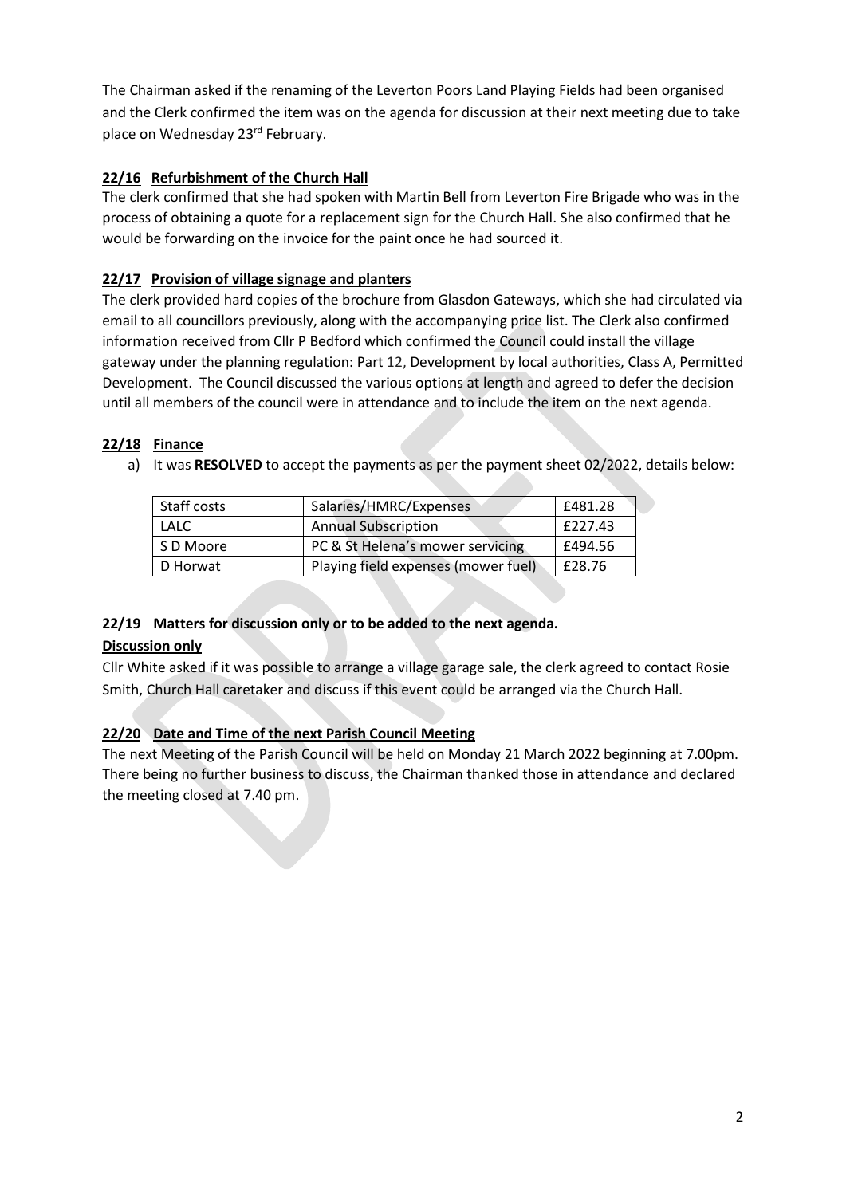The Chairman asked if the renaming of the Leverton Poors Land Playing Fields had been organised and the Clerk confirmed the item was on the agenda for discussion at their next meeting due to take place on Wednesday 23rd February.

### <u>22/16 Refurbishment of the Church Hall</u>

The clerk confirmed that she had spoken with Martin Bell from Leverton Fire Brigade who was in the process of obtaining a quote for a replacement sign for the Church Hall. She also confirmed that he would be forwarding on the invoice for the paint once he had sourced it.

### <u>22/17 Provision of village signage and planters</u>

The clerk provided hard copies of the brochure from Glasdon Gateways, which she had circulated via email to all councillors previously, along with the accompanying price list. The Clerk also confirmed information received from Cllr P Bedford which confirmed the Council could install the village gateway under the planning regulation: Part 12, Development by local authorities, Class A, Permitted Development. The Council discussed the various options at length and agreed to defer the decision until all members of the council were in attendance and to include the item on the next agenda.

### <u>22/18 Finance</u>

a) It was **RESOLVED** to accept the payments as per the payment sheet 02/2022, details below:

| | | |
|---|---|---|
| Staff costs | Salaries/HMRC/Expenses | £481.28 |
| LALC | Annual Subscription | £227.43 |
| S D Moore | PC & St Helena's mower servicing | £494.56 |
| D Horwat | Playing field expenses (mower fuel) | £28.76 |

### <u>22/19 Matters for discussion only or to be added to the next agenda.</u>

**<u>Discussion only</u>**

Cllr White asked if it was possible to arrange a village garage sale, the clerk agreed to contact Rosie Smith, Church Hall caretaker and discuss if this event could be arranged via the Church Hall.

### <u>22/20 Date and Time of the next Parish Council Meeting</u>

The next Meeting of the Parish Council will be held on Monday 21 March 2022 beginning at 7.00pm. There being no further business to discuss, the Chairman thanked those in attendance and declared the meeting closed at 7.40 pm.